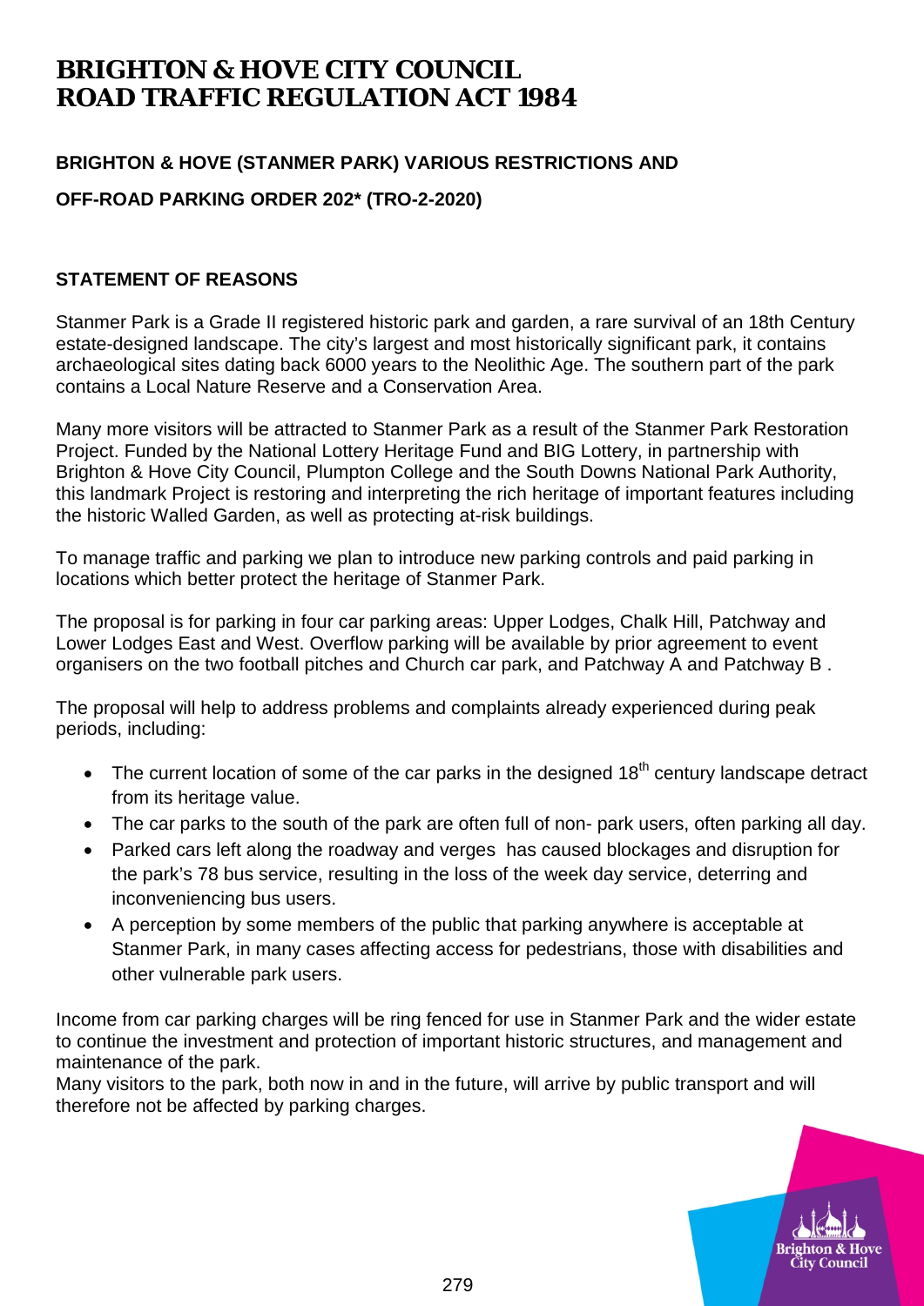# BRIGHTON & HOVE CITY COUNCIL
# ROAD TRAFFIC REGULATION ACT 1984

**BRIGHTON & HOVE (STANMER PARK) VARIOUS RESTRICTIONS AND**

**OFF-ROAD PARKING ORDER 202* (TRO-2-2020)**

## STATEMENT OF REASONS

Stanmer Park is a Grade II registered historic park and garden, a rare survival of an 18th Century estate-designed landscape. The city's largest and most historically significant park, it contains archaeological sites dating back 6000 years to the Neolithic Age. The southern part of the park contains a Local Nature Reserve and a Conservation Area.

Many more visitors will be attracted to Stanmer Park as a result of the Stanmer Park Restoration Project. Funded by the National Lottery Heritage Fund and BIG Lottery, in partnership with Brighton & Hove City Council, Plumpton College and the South Downs National Park Authority, this landmark Project is restoring and interpreting the rich heritage of important features including the historic Walled Garden, as well as protecting at-risk buildings.

To manage traffic and parking we plan to introduce new parking controls and paid parking in locations which better protect the heritage of Stanmer Park.

The proposal is for parking in four car parking areas: Upper Lodges, Chalk Hill, Patchway and Lower Lodges East and West. Overflow parking will be available by prior agreement to event organisers on the two football pitches and Church car park, and Patchway A and Patchway B .

The proposal will help to address problems and complaints already experienced during peak periods, including:

- The current location of some of the car parks in the designed 18th century landscape detract from its heritage value.
- The car parks to the south of the park are often full of non- park users, often parking all day.
- Parked cars left along the roadway and verges has caused blockages and disruption for the park's 78 bus service, resulting in the loss of the week day service, deterring and inconveniencing bus users.
- A perception by some members of the public that parking anywhere is acceptable at Stanmer Park, in many cases affecting access for pedestrians, those with disabilities and other vulnerable park users.

Income from car parking charges will be ring fenced for use in Stanmer Park and the wider estate to continue the investment and protection of important historic structures, and management and maintenance of the park.

Many visitors to the park, both now in and in the future, will arrive by public transport and will therefore not be affected by parking charges.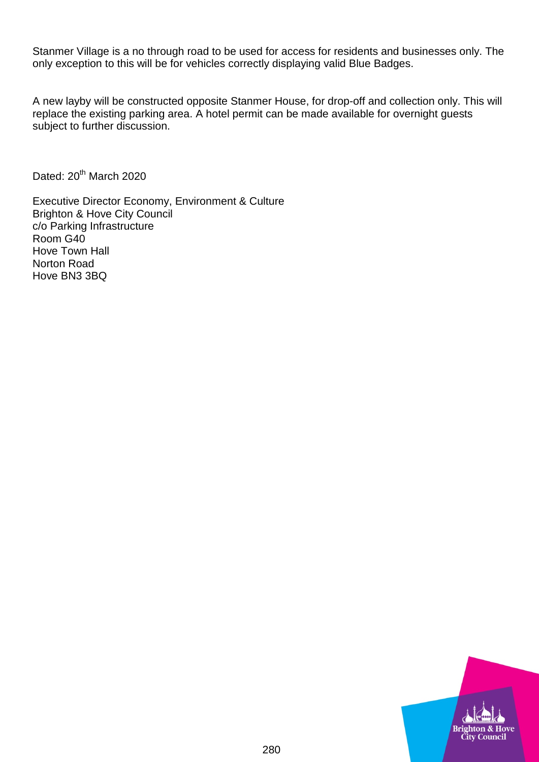Stanmer Village is a no through road to be used for access for residents and businesses only. The only exception to this will be for vehicles correctly displaying valid Blue Badges.

A new layby will be constructed opposite Stanmer House, for drop-off and collection only. This will replace the existing parking area. A hotel permit can be made available for overnight guests subject to further discussion.

Dated: 20th March 2020

Executive Director Economy, Environment & Culture
Brighton & Hove City Council
c/o Parking Infrastructure
Room G40
Hove Town Hall
Norton Road
Hove BN3 3BQ